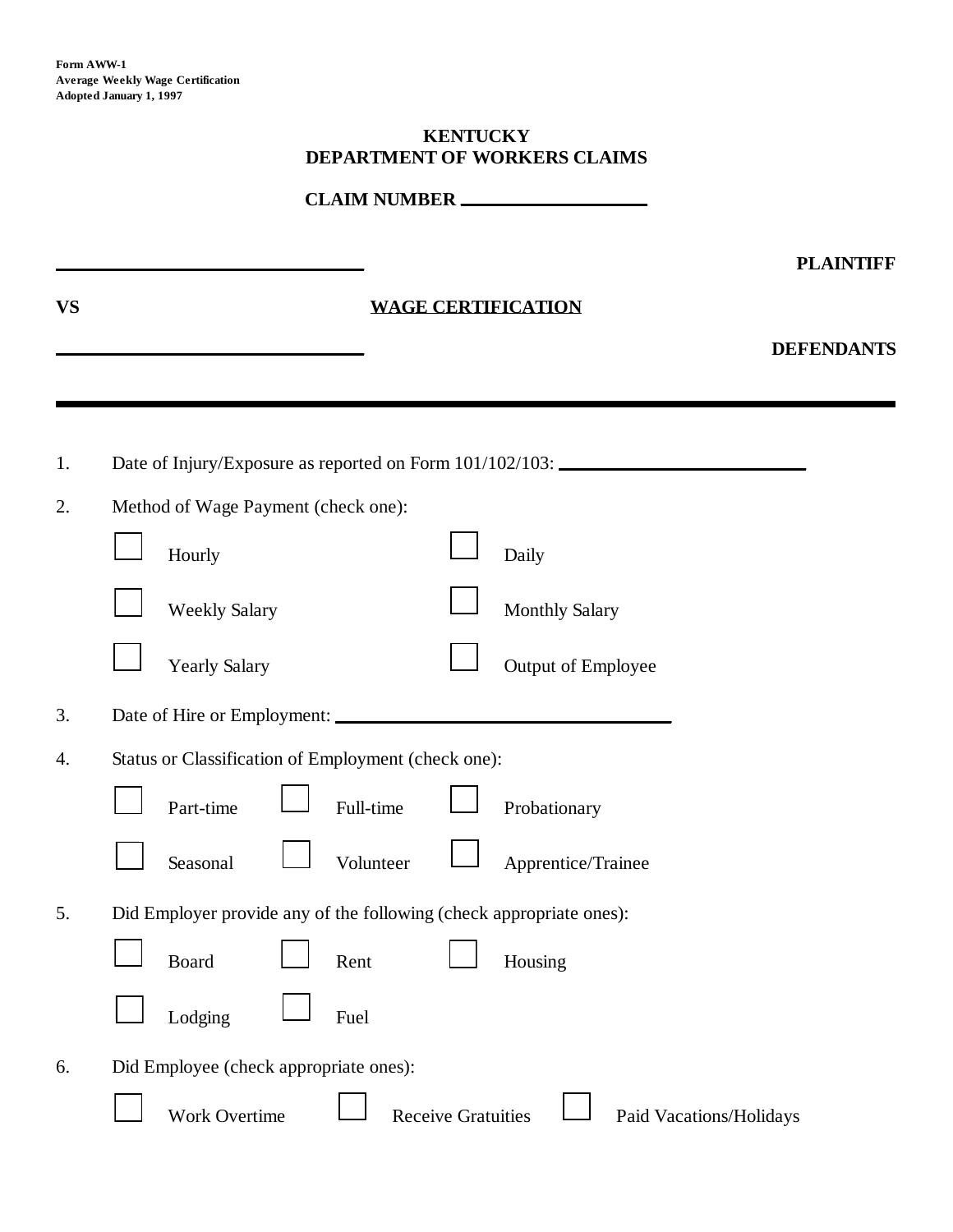Form AWW-1
Average Weekly Wage Certification
Adopted January 1, 1997

**KENTUCKY**
**DEPARTMENT OF WORKERS CLAIMS**

**CLAIM NUMBER \_\_\_\_\_\_\_\_\_\_\_\_\_\_\_\_\_\_\_\_**

\_\_\_\_\_\_\_\_\_\_\_\_\_\_\_\_\_\_\_\_\_\_\_\_\_\_\_\_\_\_ **PLAINTIFF**

**VS** **WAGE CERTIFICATION**

\_\_\_\_\_\_\_\_\_\_\_\_\_\_\_\_\_\_\_\_\_\_\_\_\_\_\_\_\_\_ **DEFENDANTS**

---

1. Date of Injury/Exposure as reported on Form 101/102/103: \_\_\_\_\_\_\_\_\_\_\_\_\_\_\_\_\_\_\_\_\_\_\_\_

2. Method of Wage Payment (check one):

   - ☐ Hourly
   - ☐ Daily
   - ☐ Weekly Salary
   - ☐ Monthly Salary
   - ☐ Yearly Salary
   - ☐ Output of Employee

3. Date of Hire or Employment: \_\_\_\_\_\_\_\_\_\_\_\_\_\_\_\_\_\_\_\_\_\_\_\_\_\_\_\_\_\_

4. Status or Classification of Employment (check one):

   - ☐ Part-time
   - ☐ Full-time
   - ☐ Probationary
   - ☐ Seasonal
   - ☐ Volunteer
   - ☐ Apprentice/Trainee

5. Did Employer provide any of the following (check appropriate ones):

   - ☐ Board
   - ☐ Rent
   - ☐ Housing
   - ☐ Lodging
   - ☐ Fuel

6. Did Employee (check appropriate ones):

   - ☐ Work Overtime
   - ☐ Receive Gratuities
   - ☐ Paid Vacations/Holidays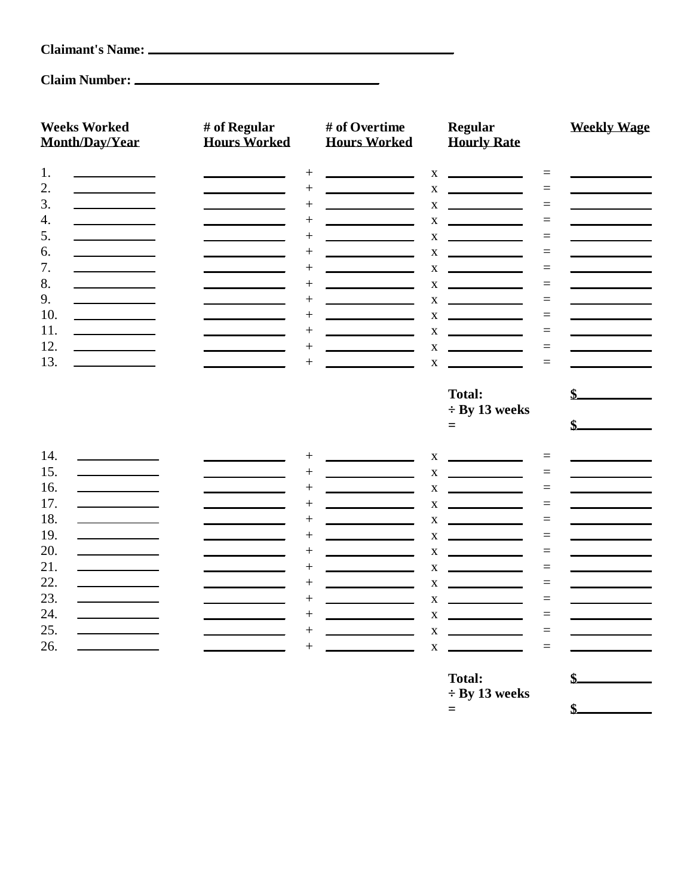**Claimant's Name:** ______________________________

**Claim Number:** ______________________________

| Weeks Worked Month/Day/Year | | # of Regular Hours Worked | | # of Overtime Hours Worked | | Regular Hourly Rate | | Weekly Wage |
|---|---|---|---|---|---|---|---|---|
| 1. | ________ | ________ | + | ________ | x | ________ | = | ________ |
| 2. | ________ | ________ | + | ________ | x | ________ | = | ________ |
| 3. | ________ | ________ | + | ________ | x | ________ | = | ________ |
| 4. | ________ | ________ | + | ________ | x | ________ | = | ________ |
| 5. | ________ | ________ | + | ________ | x | ________ | = | ________ |
| 6. | ________ | ________ | + | ________ | x | ________ | = | ________ |
| 7. | ________ | ________ | + | ________ | x | ________ | = | ________ |
| 8. | ________ | ________ | + | ________ | x | ________ | = | ________ |
| 9. | ________ | ________ | + | ________ | x | ________ | = | ________ |
| 10. | ________ | ________ | + | ________ | x | ________ | = | ________ |
| 11. | ________ | ________ | + | ________ | x | ________ | = | ________ |
| 12. | ________ | ________ | + | ________ | x | ________ | = | ________ |
| 13. | ________ | ________ | + | ________ | x | ________ | = | ________ |
| | | | | | | **Total:** | | **$**________ |
| | | | | | | **÷ By 13 weeks** | | |
| | | | | | | **=** | | **$**________ |
| 14. | ________ | ________ | + | ________ | x | ________ | = | ________ |
| 15. | ________ | ________ | + | ________ | x | ________ | = | ________ |
| 16. | ________ | ________ | + | ________ | x | ________ | = | ________ |
| 17. | ________ | ________ | + | ________ | x | ________ | = | ________ |
| 18. | ________ | ________ | + | ________ | x | ________ | = | ________ |
| 19. | ________ | ________ | + | ________ | x | ________ | = | ________ |
| 20. | ________ | ________ | + | ________ | x | ________ | = | ________ |
| 21. | ________ | ________ | + | ________ | x | ________ | = | ________ |
| 22. | ________ | ________ | + | ________ | x | ________ | = | ________ |
| 23. | ________ | ________ | + | ________ | x | ________ | = | ________ |
| 24. | ________ | ________ | + | ________ | x | ________ | = | ________ |
| 25. | ________ | ________ | + | ________ | x | ________ | = | ________ |
| 26. | ________ | ________ | + | ________ | x | ________ | = | ________ |
| | | | | | | **Total:** | | **$**________ |
| | | | | | | **÷ By 13 weeks** | | |
| | | | | | | **=** | | **$**________ |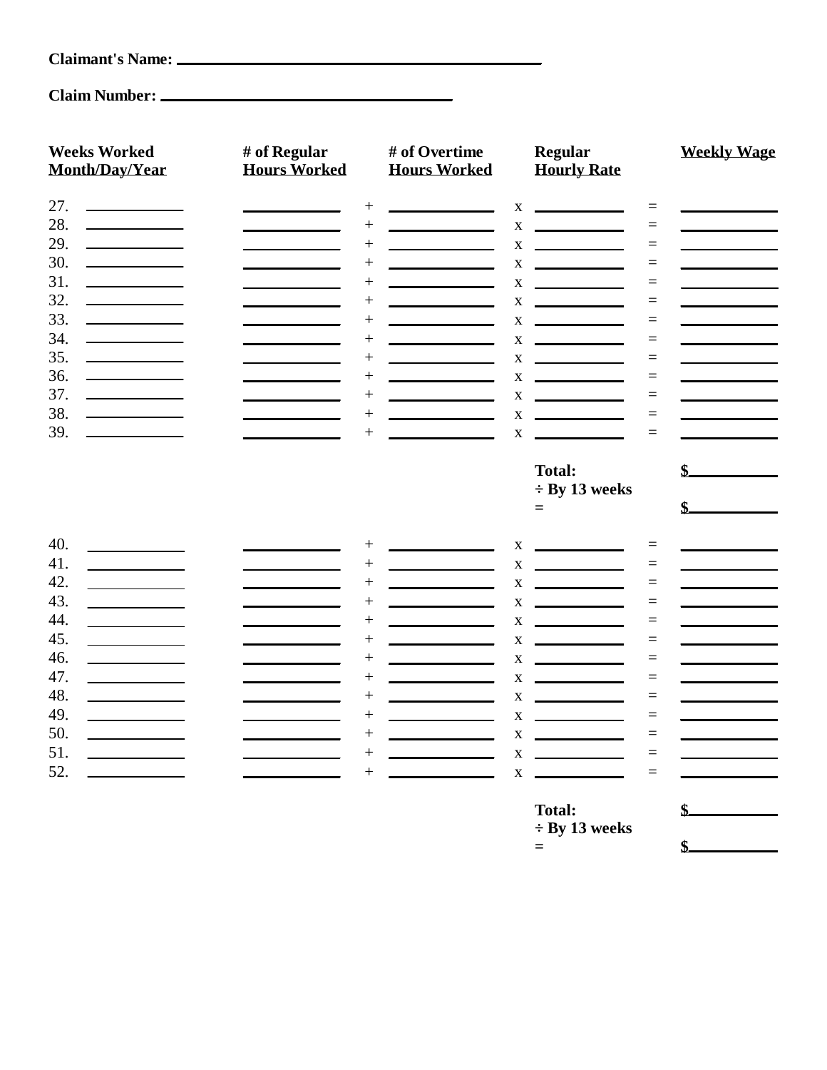**Claimant's Name:** ______________________________

**Claim Number:** ______________________________

| Weeks Worked Month/Day/Year | | # of Regular Hours Worked | | # of Overtime Hours Worked | | Regular Hourly Rate | | Weekly Wage |
|---|---|---|---|---|---|---|---|---|
| 27. | | | + | | x | | = | |
| 28. | | | + | | x | | = | |
| 29. | | | + | | x | | = | |
| 30. | | | + | | x | | = | |
| 31. | | | + | | x | | = | |
| 32. | | | + | | x | | = | |
| 33. | | | + | | x | | = | |
| 34. | | | + | | x | | = | |
| 35. | | | + | | x | | = | |
| 36. | | | + | | x | | = | |
| 37. | | | + | | x | | = | |
| 38. | | | + | | x | | = | |
| 39. | | | + | | x | | = | |
| | | | | | | **Total:** | | **$** |
| | | | | | | **÷ By 13 weeks =** | | **$** |
| 40. | | | + | | x | | = | |
| 41. | | | + | | x | | = | |
| 42. | | | + | | x | | = | |
| 43. | | | + | | x | | = | |
| 44. | | | + | | x | | = | |
| 45. | | | + | | x | | = | |
| 46. | | | + | | x | | = | |
| 47. | | | + | | x | | = | |
| 48. | | | + | | x | | = | |
| 49. | | | + | | x | | = | |
| 50. | | | + | | x | | = | |
| 51. | | | + | | x | | = | |
| 52. | | | + | | x | | = | |
| | | | | | | **Total:** | | **$** |
| | | | | | | **÷ By 13 weeks =** | | **$** |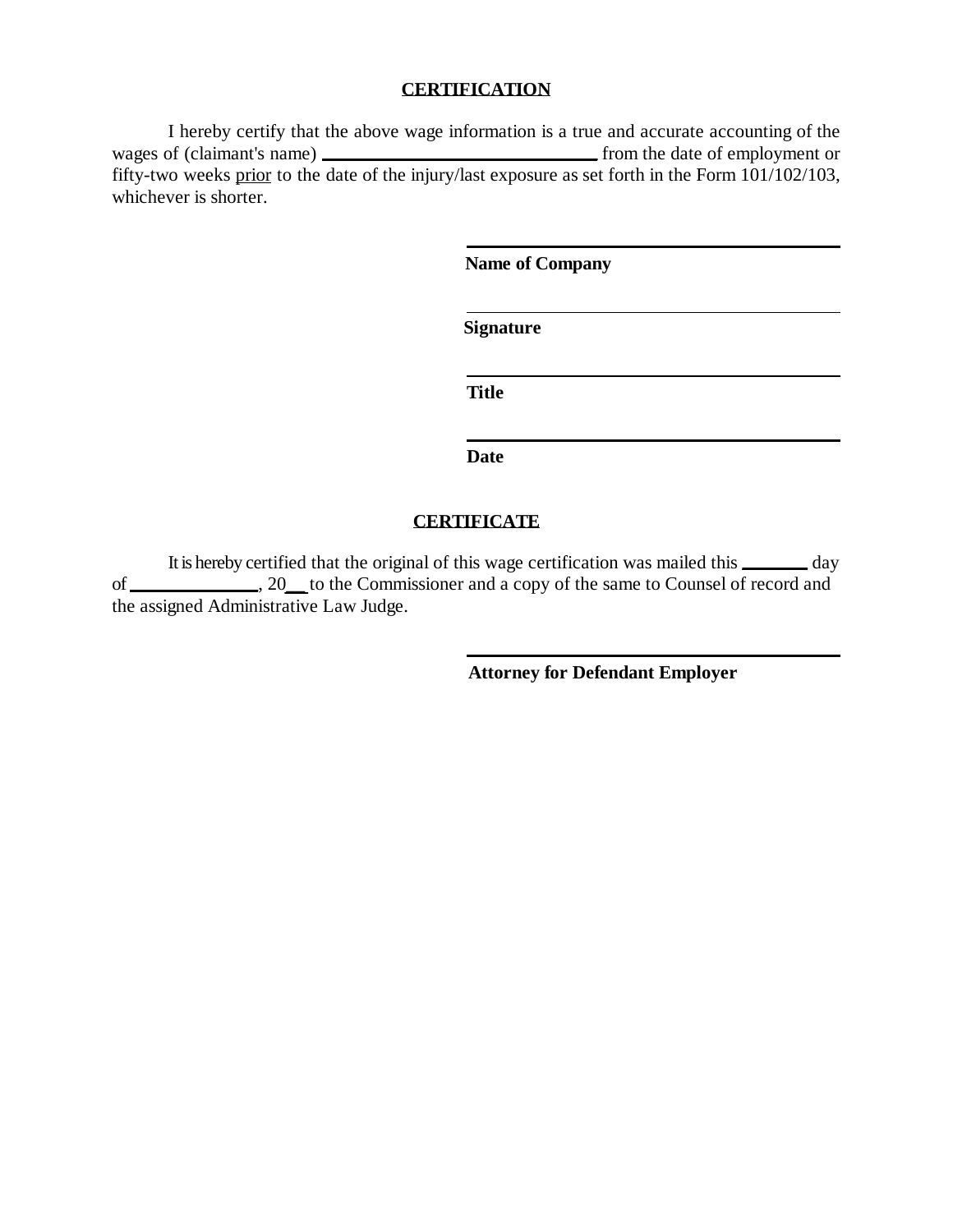## **CERTIFICATION**

I hereby certify that the above wage information is a true and accurate accounting of the wages of (claimant's name) ______________________________ from the date of employment or fifty-two weeks prior to the date of the injury/last exposure as set forth in the Form 101/102/103, whichever is shorter.

______________________________________
**Name of Company**

______________________________________
**Signature**

______________________________________
**Title**

______________________________________
**Date**

## **CERTIFICATE**

It is hereby certified that the original of this wage certification was mailed this _______ day of ______________, 20__ to the Commissioner and a copy of the same to Counsel of record and the assigned Administrative Law Judge.

______________________________________
**Attorney for Defendant Employer**